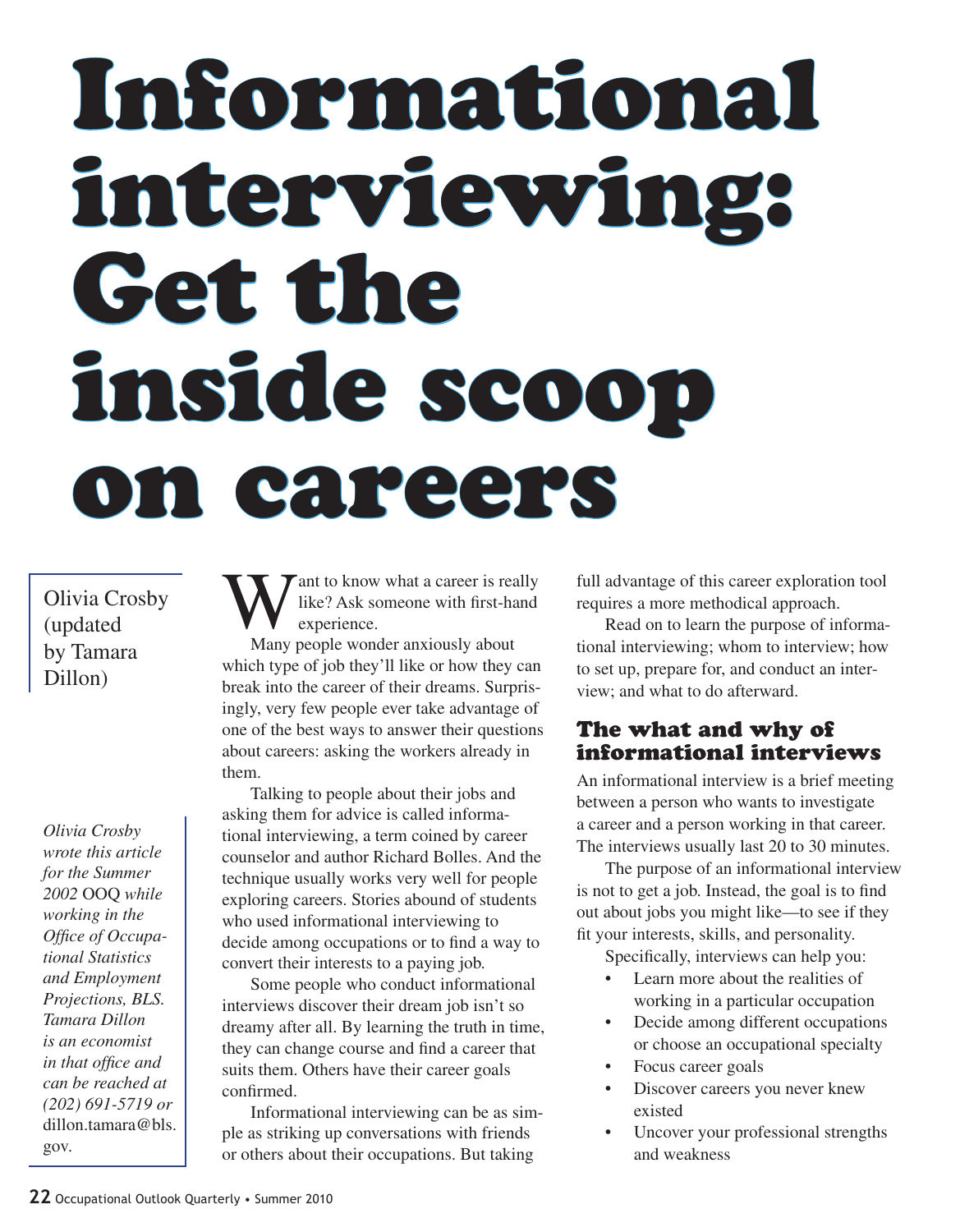# Informational interviewing: Get the inside scoop on careers

Olivia Crosby (updated by Tamara Dillon)

*Olivia Crosby wrote this article for the Summer 2002* OOQ *while working in the Office of Occupational Statistics and Employment Projections, BLS. Tamara Dillon is an economist in that office and can be reached at (202) 691-5719 or* dillon.tamara@bls.gov.

Want to know what a career is really like? Ask someone with first-hand experience.

Many people wonder anxiously about which type of job they'll like or how they can break into the career of their dreams. Surprisingly, very few people ever take advantage of one of the best ways to answer their questions about careers: asking the workers already in them.

Talking to people about their jobs and asking them for advice is called informational interviewing, a term coined by career counselor and author Richard Bolles. And the technique usually works very well for people exploring careers. Stories abound of students who used informational interviewing to decide among occupations or to find a way to convert their interests to a paying job.

Some people who conduct informational interviews discover their dream job isn't so dreamy after all. By learning the truth in time, they can change course and find a career that suits them. Others have their career goals confirmed.

Informational interviewing can be as simple as striking up conversations with friends or others about their occupations. But taking full advantage of this career exploration tool requires a more methodical approach.

Read on to learn the purpose of informational interviewing; whom to interview; how to set up, prepare for, and conduct an interview; and what to do afterward.

## The what and why of informational interviews

An informational interview is a brief meeting between a person who wants to investigate a career and a person working in that career. The interviews usually last 20 to 30 minutes.

The purpose of an informational interview is not to get a job. Instead, the goal is to find out about jobs you might like—to see if they fit your interests, skills, and personality.

Specifically, interviews can help you:

- Learn more about the realities of working in a particular occupation
- Decide among different occupations or choose an occupational specialty
- Focus career goals
- Discover careers you never knew existed
- Uncover your professional strengths and weakness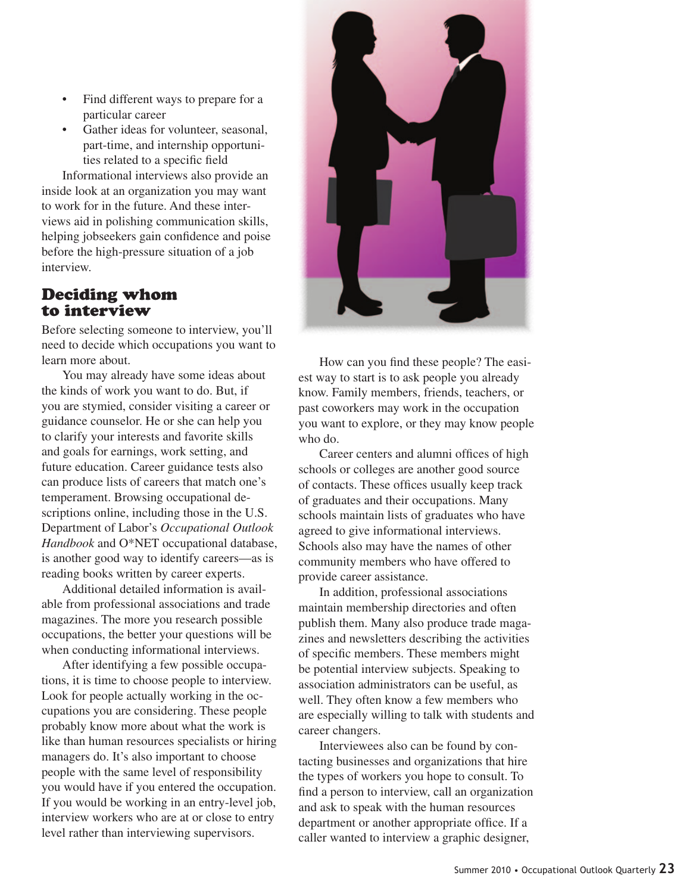- Find different ways to prepare for a particular career
- Gather ideas for volunteer, seasonal, part-time, and internship opportunities related to a specific field

Informational interviews also provide an inside look at an organization you may want to work for in the future. And these interviews aid in polishing communication skills, helping jobseekers gain confidence and poise before the high-pressure situation of a job interview.

## Deciding whom to interview

Before selecting someone to interview, you'll need to decide which occupations you want to learn more about.

You may already have some ideas about the kinds of work you want to do. But, if you are stymied, consider visiting a career or guidance counselor. He or she can help you to clarify your interests and favorite skills and goals for earnings, work setting, and future education. Career guidance tests also can produce lists of careers that match one's temperament. Browsing occupational descriptions online, including those in the U.S. Department of Labor's *Occupational Outlook Handbook* and O*NET occupational database, is another good way to identify careers—as is reading books written by career experts.

Additional detailed information is available from professional associations and trade magazines. The more you research possible occupations, the better your questions will be when conducting informational interviews.

After identifying a few possible occupations, it is time to choose people to interview. Look for people actually working in the occupations you are considering. These people probably know more about what the work is like than human resources specialists or hiring managers do. It's also important to choose people with the same level of responsibility you would have if you entered the occupation. If you would be working in an entry-level job, interview workers who are at or close to entry level rather than interviewing supervisors.

How can you find these people? The easiest way to start is to ask people you already know. Family members, friends, teachers, or past coworkers may work in the occupation you want to explore, or they may know people who do.

Career centers and alumni offices of high schools or colleges are another good source of contacts. These offices usually keep track of graduates and their occupations. Many schools maintain lists of graduates who have agreed to give informational interviews. Schools also may have the names of other community members who have offered to provide career assistance.

In addition, professional associations maintain membership directories and often publish them. Many also produce trade magazines and newsletters describing the activities of specific members. These members might be potential interview subjects. Speaking to association administrators can be useful, as well. They often know a few members who are especially willing to talk with students and career changers.

Interviewees also can be found by contacting businesses and organizations that hire the types of workers you hope to consult. To find a person to interview, call an organization and ask to speak with the human resources department or another appropriate office. If a caller wanted to interview a graphic designer,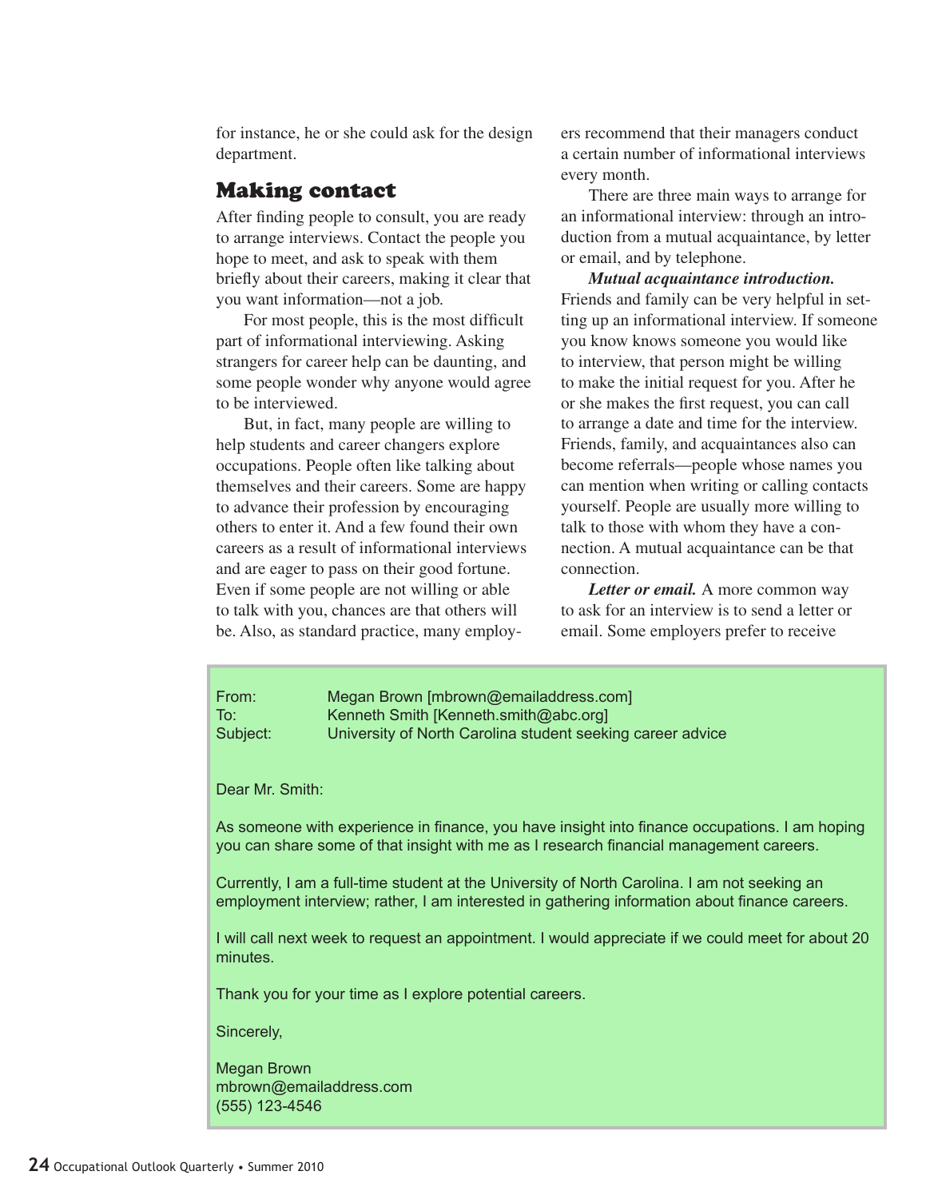for instance, he or she could ask for the design department.

## Making contact

After finding people to consult, you are ready to arrange interviews. Contact the people you hope to meet, and ask to speak with them briefly about their careers, making it clear that you want information—not a job.

For most people, this is the most difficult part of informational interviewing. Asking strangers for career help can be daunting, and some people wonder why anyone would agree to be interviewed.

But, in fact, many people are willing to help students and career changers explore occupations. People often like talking about themselves and their careers. Some are happy to advance their profession by encouraging others to enter it. And a few found their own careers as a result of informational interviews and are eager to pass on their good fortune. Even if some people are not willing or able to talk with you, chances are that others will be. Also, as standard practice, many employers recommend that their managers conduct a certain number of informational interviews every month.

There are three main ways to arrange for an informational interview: through an introduction from a mutual acquaintance, by letter or email, and by telephone.

***Mutual acquaintance introduction.*** Friends and family can be very helpful in setting up an informational interview. If someone you know knows someone you would like to interview, that person might be willing to make the initial request for you. After he or she makes the first request, you can call to arrange a date and time for the interview. Friends, family, and acquaintances also can become referrals—people whose names you can mention when writing or calling contacts yourself. People are usually more willing to talk to those with whom they have a connection. A mutual acquaintance can be that connection.

***Letter or email.*** A more common way to ask for an interview is to send a letter or email. Some employers prefer to receive

---

From: Megan Brown [mbrown@emailaddress.com]
To: Kenneth Smith [Kenneth.smith@abc.org]
Subject: University of North Carolina student seeking career advice

Dear Mr. Smith:

As someone with experience in finance, you have insight into finance occupations. I am hoping you can share some of that insight with me as I research financial management careers.

Currently, I am a full-time student at the University of North Carolina. I am not seeking an employment interview; rather, I am interested in gathering information about finance careers.

I will call next week to request an appointment. I would appreciate if we could meet for about 20 minutes.

Thank you for your time as I explore potential careers.

Sincerely,

Megan Brown
mbrown@emailaddress.com
(555) 123-4546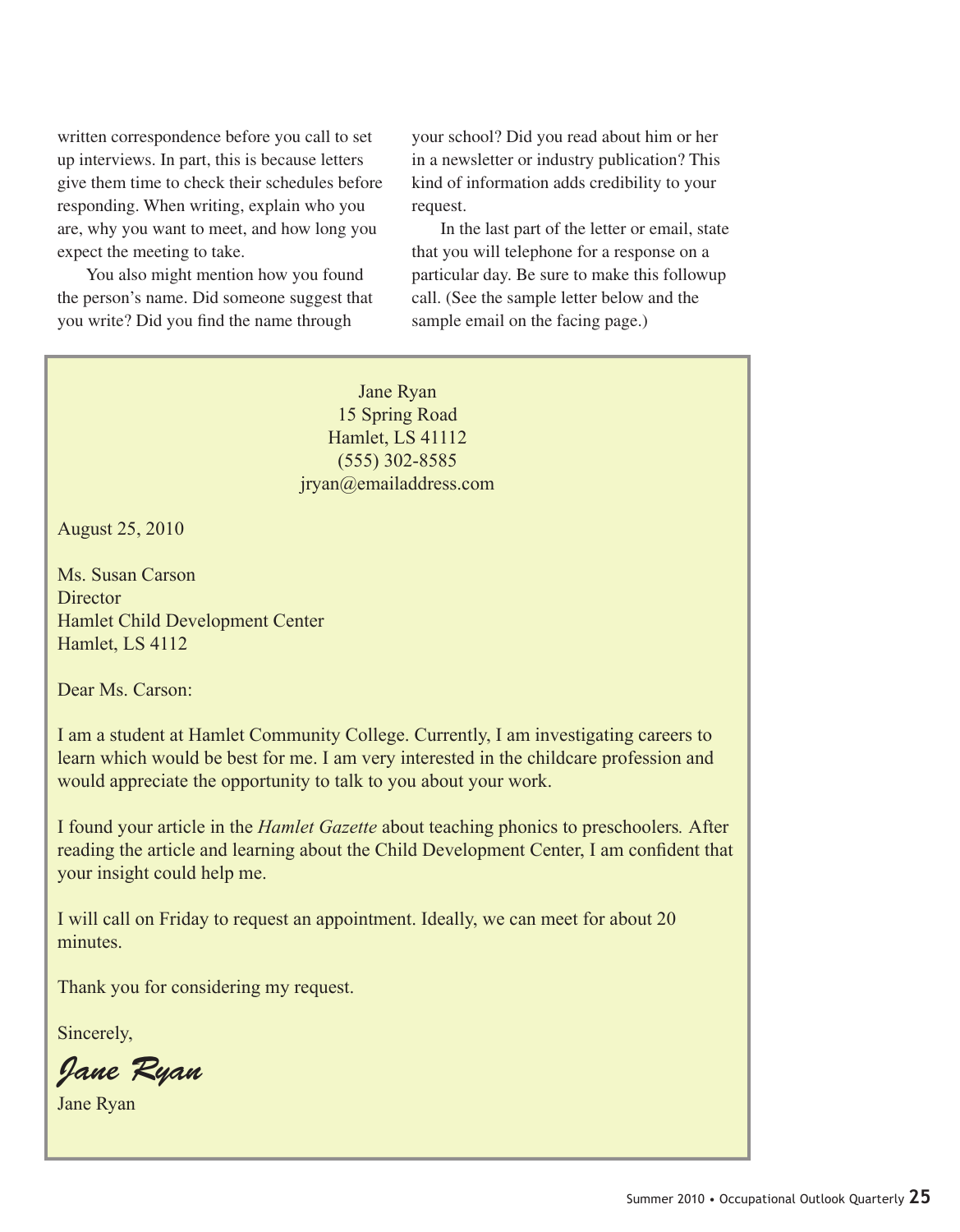written correspondence before you call to set up interviews. In part, this is because letters give them time to check their schedules before responding. When writing, explain who you are, why you want to meet, and how long you expect the meeting to take.

You also might mention how you found the person's name. Did someone suggest that you write? Did you find the name through your school? Did you read about him or her in a newsletter or industry publication? This kind of information adds credibility to your request.

In the last part of the letter or email, state that you will telephone for a response on a particular day. Be sure to make this followup call. (See the sample letter below and the sample email on the facing page.)

---

Jane Ryan
15 Spring Road
Hamlet, LS 41112
(555) 302-8585
jryan@emailaddress.com

August 25, 2010

Ms. Susan Carson
Director
Hamlet Child Development Center
Hamlet, LS 4112

Dear Ms. Carson:

I am a student at Hamlet Community College. Currently, I am investigating careers to learn which would be best for me. I am very interested in the childcare profession and would appreciate the opportunity to talk to you about your work.

I found your article in the *Hamlet Gazette* about teaching phonics to preschoolers. After reading the article and learning about the Child Development Center, I am confident that your insight could help me.

I will call on Friday to request an appointment. Ideally, we can meet for about 20 minutes.

Thank you for considering my request.

Sincerely,

*Jane Ryan*

Jane Ryan

---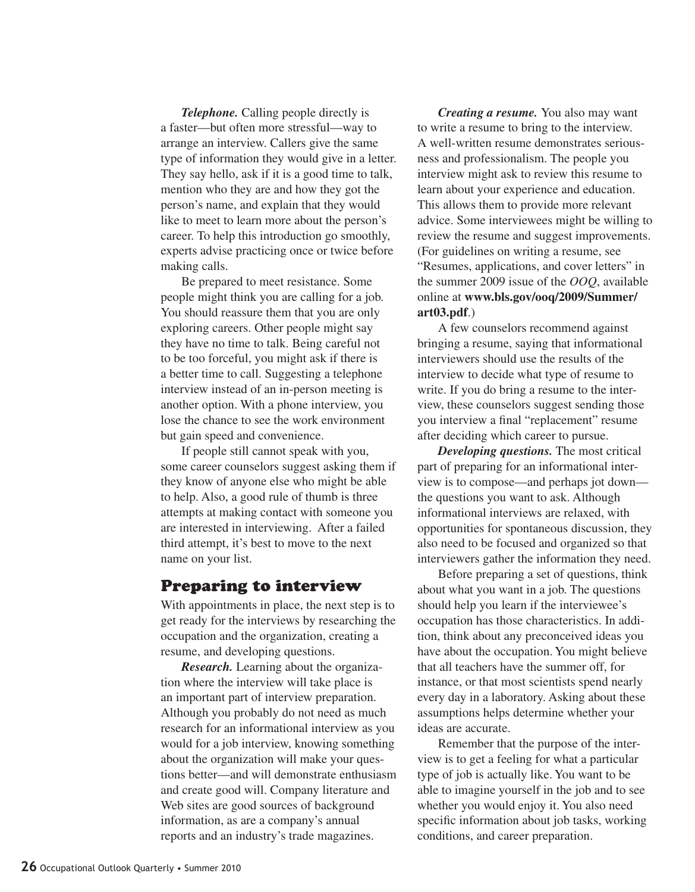***Telephone.*** Calling people directly is a faster—but often more stressful—way to arrange an interview. Callers give the same type of information they would give in a letter. They say hello, ask if it is a good time to talk, mention who they are and how they got the person's name, and explain that they would like to meet to learn more about the person's career. To help this introduction go smoothly, experts advise practicing once or twice before making calls.

Be prepared to meet resistance. Some people might think you are calling for a job. You should reassure them that you are only exploring careers. Other people might say they have no time to talk. Being careful not to be too forceful, you might ask if there is a better time to call. Suggesting a telephone interview instead of an in-person meeting is another option. With a phone interview, you lose the chance to see the work environment but gain speed and convenience.

If people still cannot speak with you, some career counselors suggest asking them if they know of anyone else who might be able to help. Also, a good rule of thumb is three attempts at making contact with someone you are interested in interviewing. After a failed third attempt, it's best to move to the next name on your list.

## Preparing to interview

With appointments in place, the next step is to get ready for the interviews by researching the occupation and the organization, creating a resume, and developing questions.

***Research.*** Learning about the organization where the interview will take place is an important part of interview preparation. Although you probably do not need as much research for an informational interview as you would for a job interview, knowing something about the organization will make your questions better—and will demonstrate enthusiasm and create good will. Company literature and Web sites are good sources of background information, as are a company's annual reports and an industry's trade magazines.

***Creating a resume.*** You also may want to write a resume to bring to the interview. A well-written resume demonstrates seriousness and professionalism. The people you interview might ask to review this resume to learn about your experience and education. This allows them to provide more relevant advice. Some interviewees might be willing to review the resume and suggest improvements. (For guidelines on writing a resume, see "Resumes, applications, and cover letters" in the summer 2009 issue of the *OOQ*, available online at **www.bls.gov/ooq/2009/Summer/art03.pdf**.)

A few counselors recommend against bringing a resume, saying that informational interviewers should use the results of the interview to decide what type of resume to write. If you do bring a resume to the interview, these counselors suggest sending those you interview a final "replacement" resume after deciding which career to pursue.

***Developing questions.*** The most critical part of preparing for an informational interview is to compose—and perhaps jot down—the questions you want to ask. Although informational interviews are relaxed, with opportunities for spontaneous discussion, they also need to be focused and organized so that interviewers gather the information they need.

Before preparing a set of questions, think about what you want in a job. The questions should help you learn if the interviewee's occupation has those characteristics. In addition, think about any preconceived ideas you have about the occupation. You might believe that all teachers have the summer off, for instance, or that most scientists spend nearly every day in a laboratory. Asking about these assumptions helps determine whether your ideas are accurate.

Remember that the purpose of the interview is to get a feeling for what a particular type of job is actually like. You want to be able to imagine yourself in the job and to see whether you would enjoy it. You also need specific information about job tasks, working conditions, and career preparation.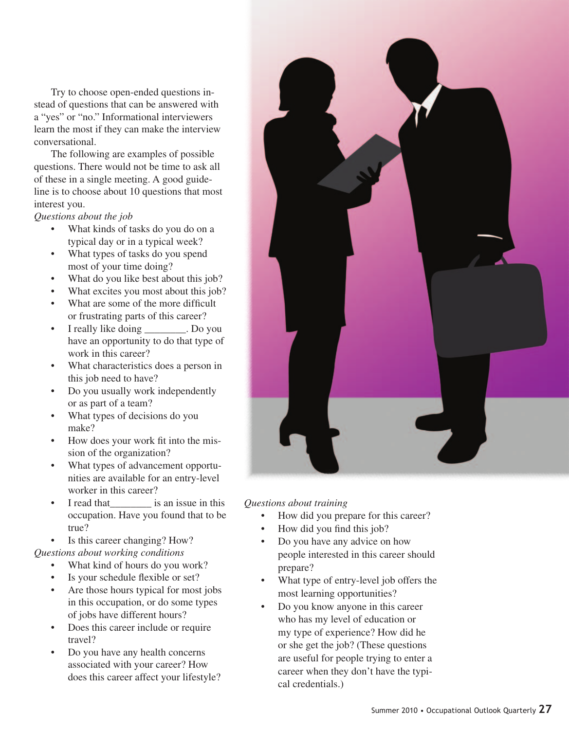Try to choose open-ended questions instead of questions that can be answered with a "yes" or "no." Informational interviewers learn the most if they can make the interview conversational.

The following are examples of possible questions. There would not be time to ask all of these in a single meeting. A good guideline is to choose about 10 questions that most interest you.

*Questions about the job*

- What kinds of tasks do you do on a typical day or in a typical week?
- What types of tasks do you spend most of your time doing?
- What do you like best about this job?
- What excites you most about this job?
- What are some of the more difficult or frustrating parts of this career?
- I really like doing ________. Do you have an opportunity to do that type of work in this career?
- What characteristics does a person in this job need to have?
- Do you usually work independently or as part of a team?
- What types of decisions do you make?
- How does your work fit into the mission of the organization?
- What types of advancement opportunities are available for an entry-level worker in this career?
- I read that________ is an issue in this occupation. Have you found that to be true?
- Is this career changing? How?

*Questions about working conditions*

- What kind of hours do you work?
- Is your schedule flexible or set?
- Are those hours typical for most jobs in this occupation, or do some types of jobs have different hours?
- Does this career include or require travel?
- Do you have any health concerns associated with your career? How does this career affect your lifestyle?

*Questions about training*

- How did you prepare for this career?
- How did you find this job?
- Do you have any advice on how people interested in this career should prepare?
- What type of entry-level job offers the most learning opportunities?
- Do you know anyone in this career who has my level of education or my type of experience? How did he or she get the job? (These questions are useful for people trying to enter a career when they don't have the typical credentials.)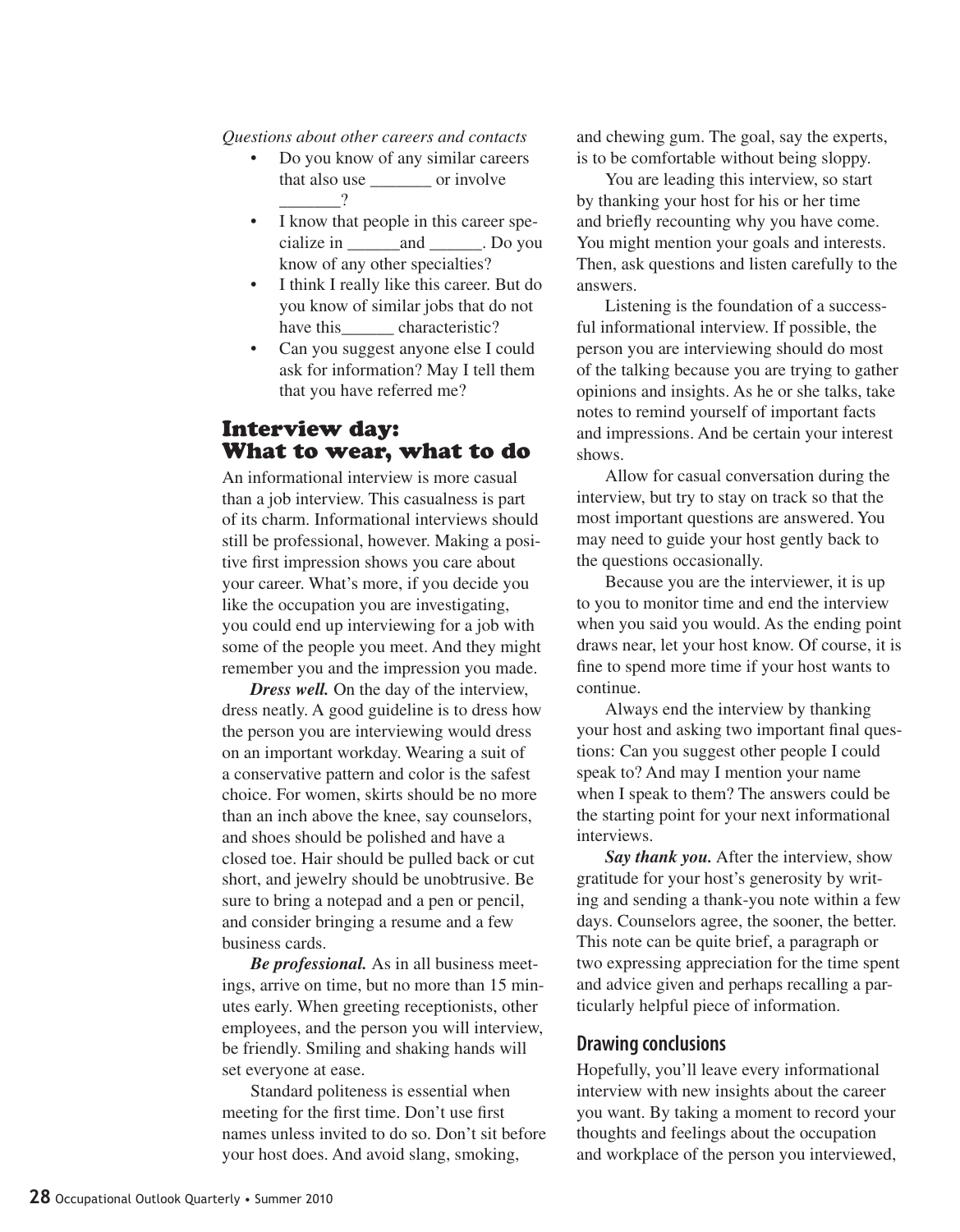*Questions about other careers and contacts*

- Do you know of any similar careers that also use _______ or involve _______?
- I know that people in this career specialize in ______and ______. Do you know of any other specialties?
- I think I really like this career. But do you know of similar jobs that do not have this______ characteristic?
- Can you suggest anyone else I could ask for information? May I tell them that you have referred me?

## Interview day: What to wear, what to do

An informational interview is more casual than a job interview. This casualness is part of its charm. Informational interviews should still be professional, however. Making a positive first impression shows you care about your career. What's more, if you decide you like the occupation you are investigating, you could end up interviewing for a job with some of the people you meet. And they might remember you and the impression you made.

***Dress well.*** On the day of the interview, dress neatly. A good guideline is to dress how the person you are interviewing would dress on an important workday. Wearing a suit of a conservative pattern and color is the safest choice. For women, skirts should be no more than an inch above the knee, say counselors, and shoes should be polished and have a closed toe. Hair should be pulled back or cut short, and jewelry should be unobtrusive. Be sure to bring a notepad and a pen or pencil, and consider bringing a resume and a few business cards.

***Be professional.*** As in all business meetings, arrive on time, but no more than 15 minutes early. When greeting receptionists, other employees, and the person you will interview, be friendly. Smiling and shaking hands will set everyone at ease.

Standard politeness is essential when meeting for the first time. Don't use first names unless invited to do so. Don't sit before your host does. And avoid slang, smoking, and chewing gum. The goal, say the experts, is to be comfortable without being sloppy.

You are leading this interview, so start by thanking your host for his or her time and briefly recounting why you have come. You might mention your goals and interests. Then, ask questions and listen carefully to the answers.

Listening is the foundation of a successful informational interview. If possible, the person you are interviewing should do most of the talking because you are trying to gather opinions and insights. As he or she talks, take notes to remind yourself of important facts and impressions. And be certain your interest shows.

Allow for casual conversation during the interview, but try to stay on track so that the most important questions are answered. You may need to guide your host gently back to the questions occasionally.

Because you are the interviewer, it is up to you to monitor time and end the interview when you said you would. As the ending point draws near, let your host know. Of course, it is fine to spend more time if your host wants to continue.

Always end the interview by thanking your host and asking two important final questions: Can you suggest other people I could speak to? And may I mention your name when I speak to them? The answers could be the starting point for your next informational interviews.

***Say thank you.*** After the interview, show gratitude for your host's generosity by writing and sending a thank-you note within a few days. Counselors agree, the sooner, the better. This note can be quite brief, a paragraph or two expressing appreciation for the time spent and advice given and perhaps recalling a particularly helpful piece of information.

### Drawing conclusions

Hopefully, you'll leave every informational interview with new insights about the career you want. By taking a moment to record your thoughts and feelings about the occupation and workplace of the person you interviewed,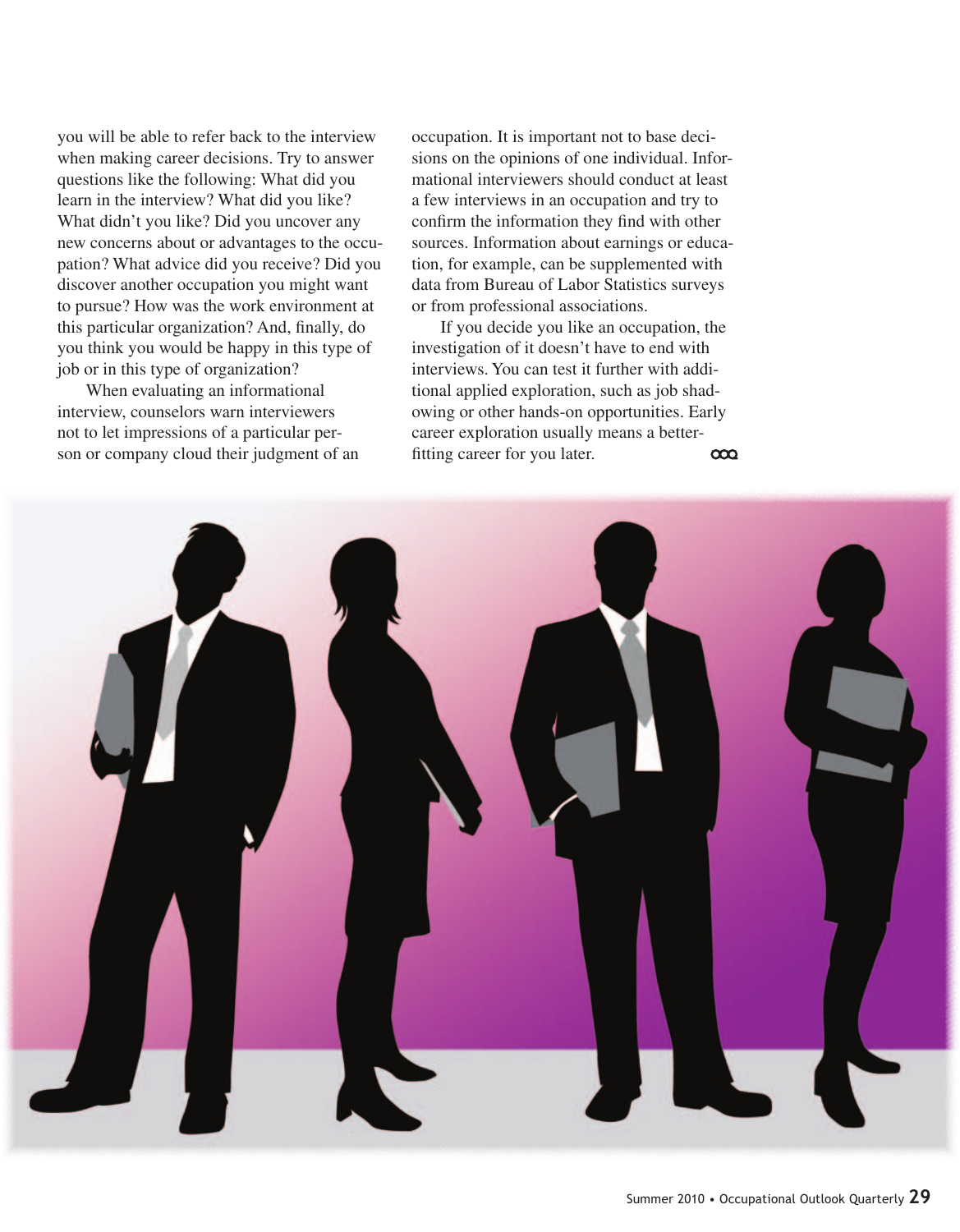you will be able to refer back to the interview when making career decisions. Try to answer questions like the following: What did you learn in the interview? What did you like? What didn't you like? Did you uncover any new concerns about or advantages to the occupation? What advice did you receive? Did you discover another occupation you might want to pursue? How was the work environment at this particular organization? And, finally, do you think you would be happy in this type of job or in this type of organization?

When evaluating an informational interview, counselors warn interviewers not to let impressions of a particular person or company cloud their judgment of an occupation. It is important not to base decisions on the opinions of one individual. Informational interviewers should conduct at least a few interviews in an occupation and try to confirm the information they find with other sources. Information about earnings or education, for example, can be supplemented with data from Bureau of Labor Statistics surveys or from professional associations.

If you decide you like an occupation, the investigation of it doesn't have to end with interviews. You can test it further with additional applied exploration, such as job shadowing or other hands-on opportunities. Early career exploration usually means a better-fitting career for you later.